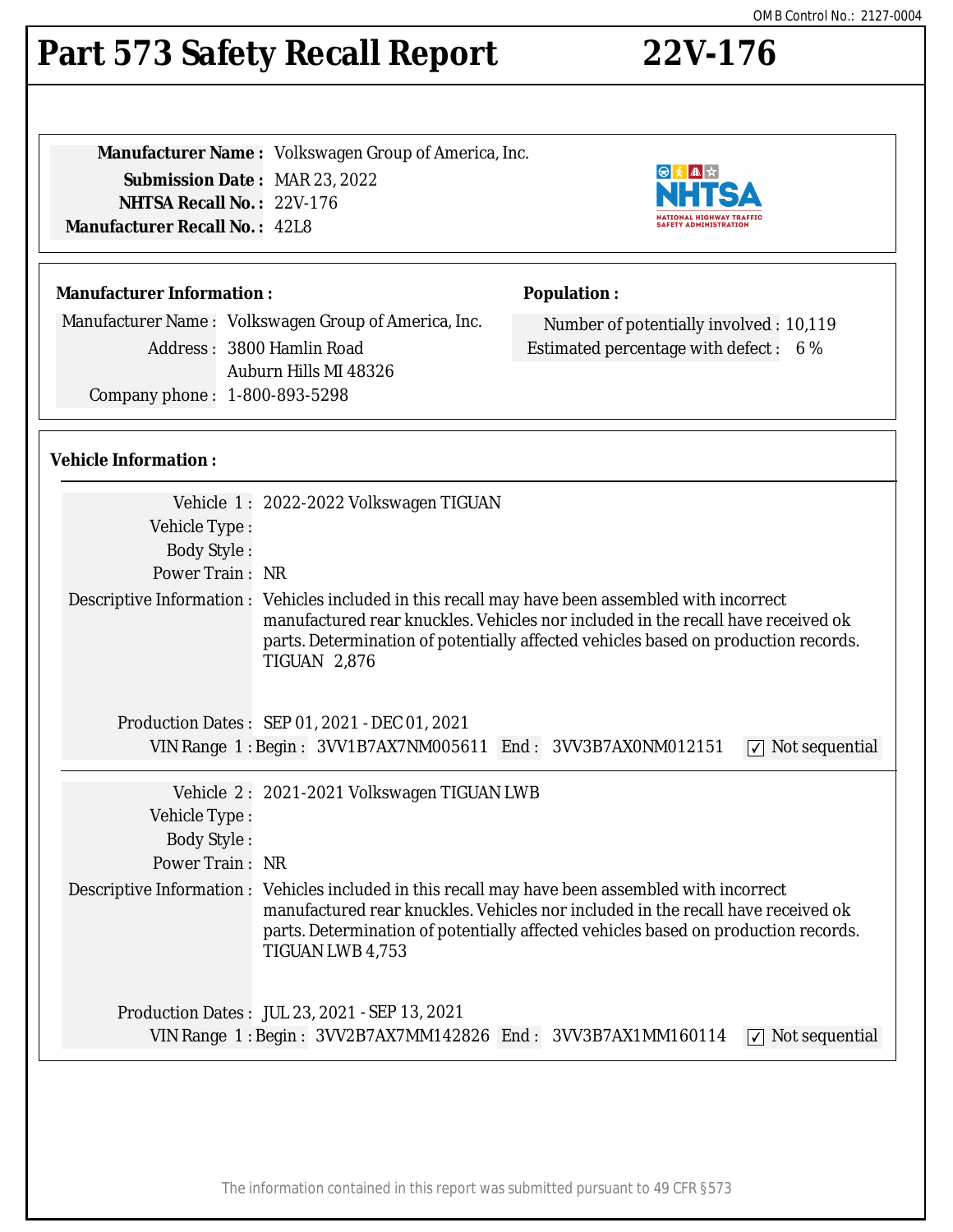OMB Control No.: 2127-0004

# Part 573 Safety Recall Report 22V-176

**Manufacturer Name :** Volkswagen Group of America, Inc.
**Submission Date :** MAR 23, 2022
**NHTSA Recall No. :** 22V-176
**Manufacturer Recall No. :** 42L8

**Manufacturer Information :**

Manufacturer Name : Volkswagen Group of America, Inc.
Address : 3800 Hamlin Road
Auburn Hills MI 48326
Company phone : 1-800-893-5298

**Population :**

Number of potentially involved : 10,119
Estimated percentage with defect : 6 %

**Vehicle Information :**

Vehicle 1 : 2022-2022 Volkswagen TIGUAN
Vehicle Type :
Body Style :
Power Train : NR
Descriptive Information : Vehicles included in this recall may have been assembled with incorrect manufactured rear knuckles. Vehicles nor included in the recall have received ok parts. Determination of potentially affected vehicles based on production records.
TIGUAN 2,876

Production Dates : SEP 01, 2021 - DEC 01, 2021
VIN Range 1 : Begin : 3VV1B7AX7NM005611 End : 3VV3B7AX0NM012151 ☑ Not sequential

Vehicle 2 : 2021-2021 Volkswagen TIGUAN LWB
Vehicle Type :
Body Style :
Power Train : NR
Descriptive Information : Vehicles included in this recall may have been assembled with incorrect manufactured rear knuckles. Vehicles nor included in the recall have received ok parts. Determination of potentially affected vehicles based on production records.
TIGUAN LWB 4,753

Production Dates : JUL 23, 2021 - SEP 13, 2021
VIN Range 1 : Begin : 3VV2B7AX7MM142826 End : 3VV3B7AX1MM160114 ☑ Not sequential

The information contained in this report was submitted pursuant to 49 CFR §573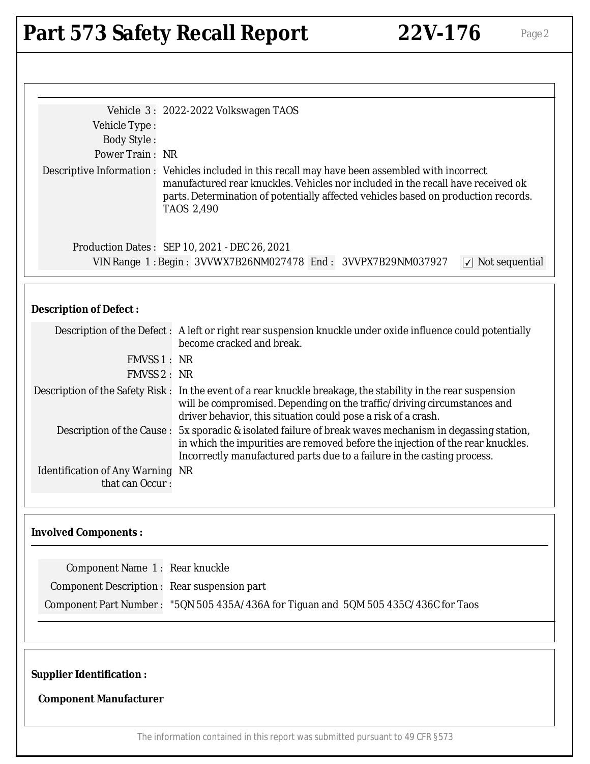# Part 573 Safety Recall Report 22V-176

Vehicle 3 : 2022-2022 Volkswagen TAOS

Vehicle Type :

Body Style :

Power Train : NR

Descriptive Information : Vehicles included in this recall may have been assembled with incorrect manufactured rear knuckles. Vehicles nor included in the recall have received ok parts. Determination of potentially affected vehicles based on production records. TAOS 2,490

Production Dates : SEP 10, 2021 - DEC 26, 2021

VIN Range 1 : Begin : 3VVWX7B26NM027478 End : 3VVPX7B29NM037927 ☑ Not sequential

**Description of Defect :**

Description of the Defect : A left or right rear suspension knuckle under oxide influence could potentially become cracked and break.

FMVSS 1 : NR

FMVSS 2 : NR

Description of the Safety Risk : In the event of a rear knuckle breakage, the stability in the rear suspension will be compromised. Depending on the traffic/driving circumstances and driver behavior, this situation could pose a risk of a crash.

Description of the Cause : 5x sporadic & isolated failure of break waves mechanism in degassing station, in which the impurities are removed before the injection of the rear knuckles. Incorrectly manufactured parts due to a failure in the casting process.

Identification of Any Warning that can Occur : NR

**Involved Components :**

Component Name 1 : Rear knuckle

Component Description : Rear suspension part

Component Part Number : "5QN 505 435A/436A for Tiguan and 5QM 505 435C/436C for Taos

**Supplier Identification :**

**Component Manufacturer**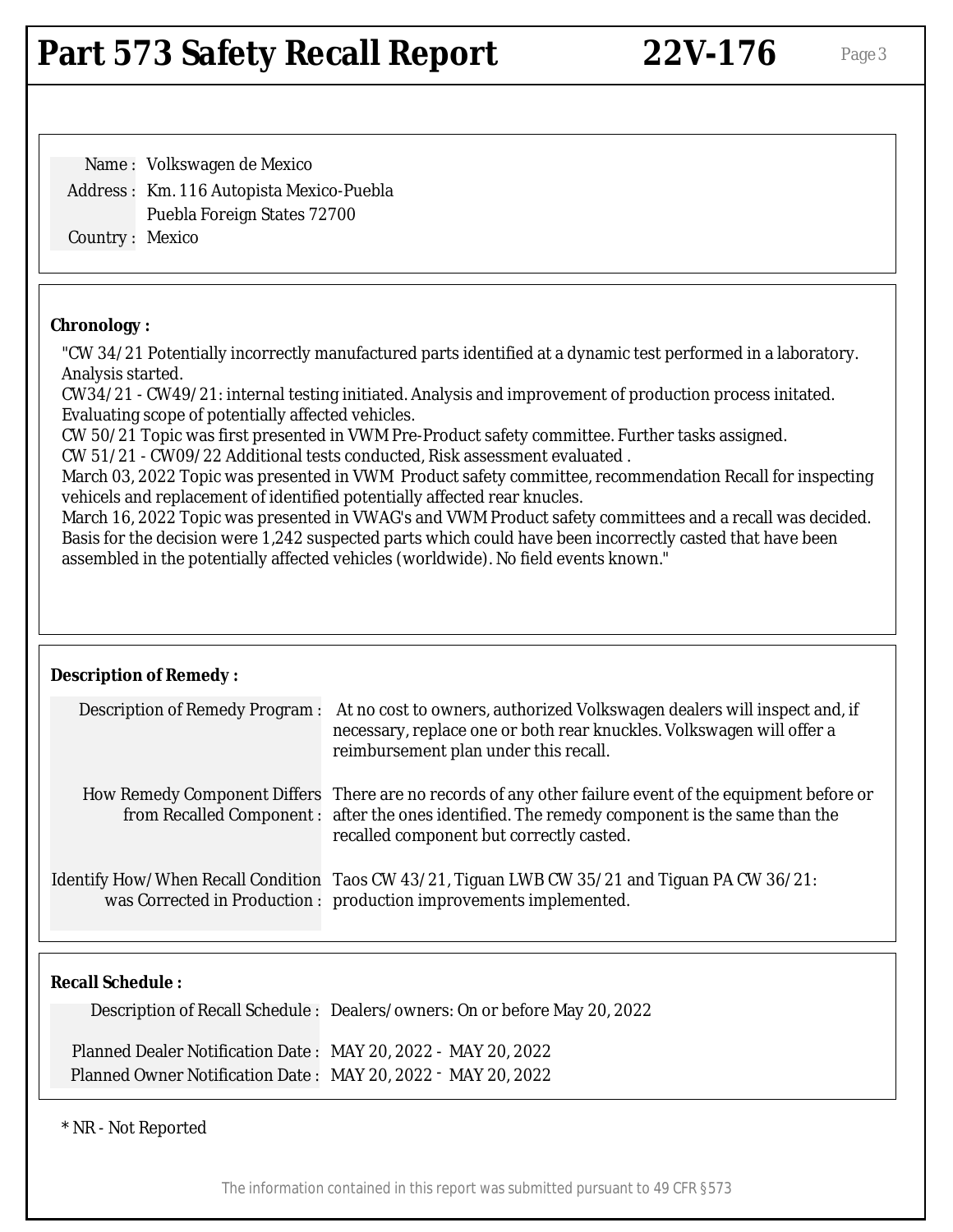# Part 573 Safety Recall Report 22V-176

| | |
|---|---|
| Name : | Volkswagen de Mexico |
| Address : | Km. 116 Autopista Mexico-Puebla<br>Puebla Foreign States 72700 |
| Country : | Mexico |

**Chronology :**

"CW 34/21 Potentially incorrectly manufactured parts identified at a dynamic test performed in a laboratory. Analysis started.
CW34/21 - CW49/21: internal testing initiated. Analysis and improvement of production process initated. Evaluating scope of potentially affected vehicles.
CW 50/21 Topic was first presented in VWM Pre-Product safety committee. Further tasks assigned.
CW 51/21 - CW09/22 Additional tests conducted, Risk assessment evaluated .
March 03, 2022 Topic was presented in VWM Product safety committee, recommendation Recall for inspecting vehicels and replacement of identified potentially affected rear knucles.
March 16, 2022 Topic was presented in VWAG's and VWM Product safety committees and a recall was decided. Basis for the decision were 1,242 suspected parts which could have been incorrectly casted that have been assembled in the potentially affected vehicles (worldwide). No field events known."

**Description of Remedy :**

| | |
|---|---|
| Description of Remedy Program : | At no cost to owners, authorized Volkswagen dealers will inspect and, if necessary, replace one or both rear knuckles. Volkswagen will offer a reimbursement plan under this recall. |
| How Remedy Component Differs from Recalled Component : | There are no records of any other failure event of the equipment before or after the ones identified. The remedy component is the same than the recalled component but correctly casted. |
| Identify How/When Recall Condition was Corrected in Production : | Taos CW 43/21, Tiguan LWB CW 35/21 and Tiguan PA CW 36/21: production improvements implemented. |

**Recall Schedule :**

| | |
|---|---|
| Description of Recall Schedule : | Dealers/owners: On or before May 20, 2022 |
| Planned Dealer Notification Date : | MAY 20, 2022 - MAY 20, 2022 |
| Planned Owner Notification Date : | MAY 20, 2022 - MAY 20, 2022 |

* NR - Not Reported

The information contained in this report was submitted pursuant to 49 CFR §573